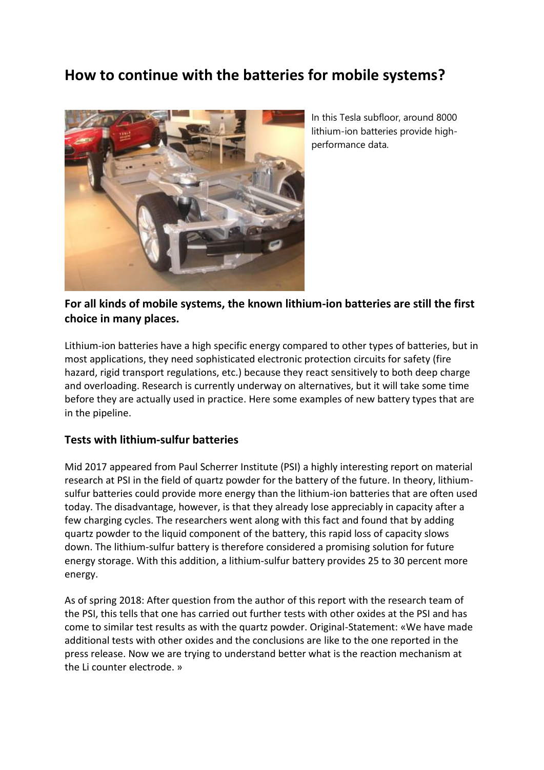# How to continue with the batteries for mobile systems?

In this Tesla subfloor, around 8000 lithium-ion batteries provide high-performance data.

## For all kinds of mobile systems, the known lithium-ion batteries are still the first choice in many places.

Lithium-ion batteries have a high specific energy compared to other types of batteries, but in most applications, they need sophisticated electronic protection circuits for safety (fire hazard, rigid transport regulations, etc.) because they react sensitively to both deep charge and overloading. Research is currently underway on alternatives, but it will take some time before they are actually used in practice. Here some examples of new battery types that are in the pipeline.

### Tests with lithium-sulfur batteries

Mid 2017 appeared from Paul Scherrer Institute (PSI) a highly interesting report on material research at PSI in the field of quartz powder for the battery of the future. In theory, lithium-sulfur batteries could provide more energy than the lithium-ion batteries that are often used today. The disadvantage, however, is that they already lose appreciably in capacity after a few charging cycles. The researchers went along with this fact and found that by adding quartz powder to the liquid component of the battery, this rapid loss of capacity slows down. The lithium-sulfur battery is therefore considered a promising solution for future energy storage. With this addition, a lithium-sulfur battery provides 25 to 30 percent more energy.

As of spring 2018: After question from the author of this report with the research team of the PSI, this tells that one has carried out further tests with other oxides at the PSI and has come to similar test results as with the quartz powder. Original-Statement: «We have made additional tests with other oxides and the conclusions are like to the one reported in the press release. Now we are trying to understand better what is the reaction mechanism at the Li counter electrode. »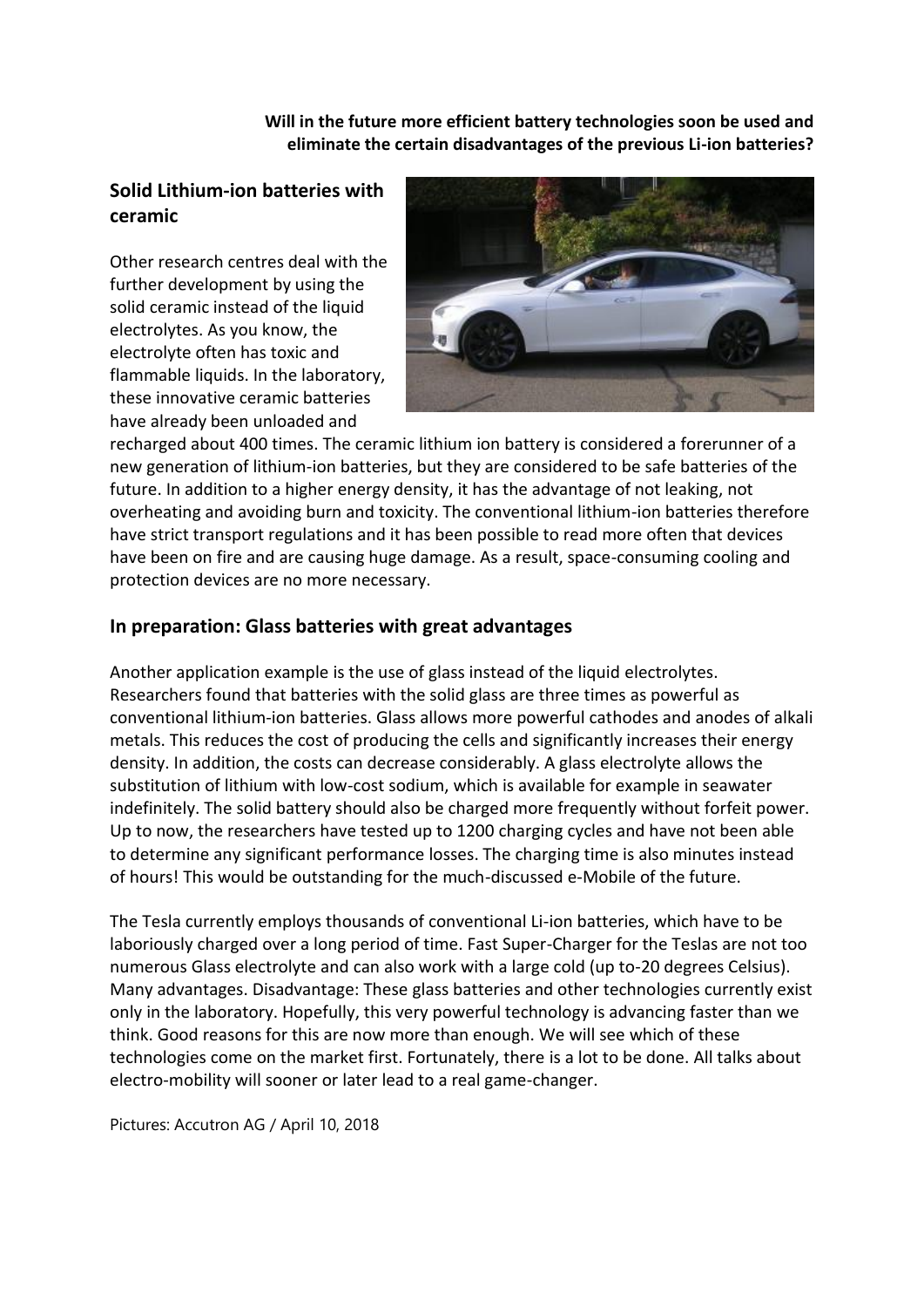**Will in the future more efficient battery technologies soon be used and eliminate the certain disadvantages of the previous Li-ion batteries?**

## Solid Lithium-ion batteries with ceramic

Other research centres deal with the further development by using the solid ceramic instead of the liquid electrolytes. As you know, the electrolyte often has toxic and flammable liquids. In the laboratory, these innovative ceramic batteries have already been unloaded and recharged about 400 times. The ceramic lithium ion battery is considered a forerunner of a new generation of lithium-ion batteries, but they are considered to be safe batteries of the future. In addition to a higher energy density, it has the advantage of not leaking, not overheating and avoiding burn and toxicity. The conventional lithium-ion batteries therefore have strict transport regulations and it has been possible to read more often that devices have been on fire and are causing huge damage. As a result, space-consuming cooling and protection devices are no more necessary.

## In preparation: Glass batteries with great advantages

Another application example is the use of glass instead of the liquid electrolytes. Researchers found that batteries with the solid glass are three times as powerful as conventional lithium-ion batteries. Glass allows more powerful cathodes and anodes of alkali metals. This reduces the cost of producing the cells and significantly increases their energy density. In addition, the costs can decrease considerably. A glass electrolyte allows the substitution of lithium with low-cost sodium, which is available for example in seawater indefinitely. The solid battery should also be charged more frequently without forfeit power. Up to now, the researchers have tested up to 1200 charging cycles and have not been able to determine any significant performance losses. The charging time is also minutes instead of hours! This would be outstanding for the much-discussed e-Mobile of the future.

The Tesla currently employs thousands of conventional Li-ion batteries, which have to be laboriously charged over a long period of time. Fast Super-Charger for the Teslas are not too numerous Glass electrolyte and can also work with a large cold (up to-20 degrees Celsius). Many advantages. Disadvantage: These glass batteries and other technologies currently exist only in the laboratory. Hopefully, this very powerful technology is advancing faster than we think. Good reasons for this are now more than enough. We will see which of these technologies come on the market first. Fortunately, there is a lot to be done. All talks about electro-mobility will sooner or later lead to a real game-changer.

Pictures: Accutron AG / April 10, 2018